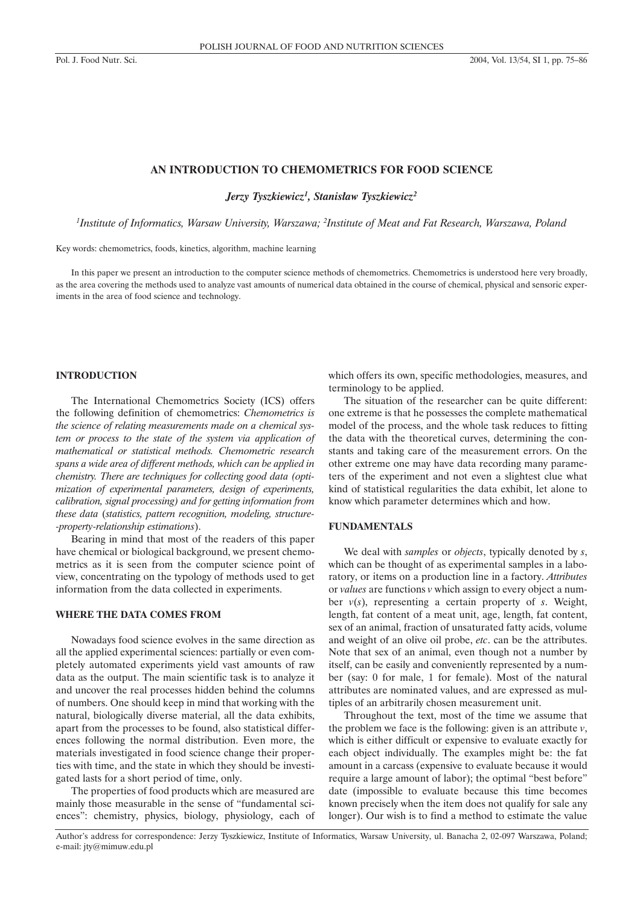# AN INTRODUCTION TO CHEMOMETRICS FOR FOOD SCIENCE

*Jerzy Tyszkiewicz[1], Stanisław Tyszkiewicz[2]*

*[1]Institute of Informatics, Warsaw University, Warszawa; [2]Institute of Meat and Fat Research, Warszawa, Poland*

Key words: chemometrics, foods, kinetics, algorithm, machine learning

In this paper we present an introduction to the computer science methods of chemometrics. Chemometrics is understood here very broadly, as the area covering the methods used to analyze vast amounts of numerical data obtained in the course of chemical, physical and sensoric experiments in the area of food science and technology.

## INTRODUCTION

The International Chemometrics Society (ICS) offers the following definition of chemometrics: *Chemometrics is the science of relating measurements made on a chemical system or process to the state of the system via application of mathematical or statistical methods. Chemometric research spans a wide area of different methods, which can be applied in chemistry. There are techniques for collecting good data (optimization of experimental parameters, design of experiments, calibration, signal processing) and for getting information from these data* (*statistics, pattern recognition, modeling, structure-property-relationship estimations*).

Bearing in mind that most of the readers of this paper have chemical or biological background, we present chemometrics as it is seen from the computer science point of view, concentrating on the typology of methods used to get information from the data collected in experiments.

## WHERE THE DATA COMES FROM

Nowadays food science evolves in the same direction as all the applied experimental sciences: partially or even completely automated experiments yield vast amounts of raw data as the output. The main scientific task is to analyze it and uncover the real processes hidden behind the columns of numbers. One should keep in mind that working with the natural, biologically diverse material, all the data exhibits, apart from the processes to be found, also statistical differences following the normal distribution. Even more, the materials investigated in food science change their properties with time, and the state in which they should be investigated lasts for a short period of time, only.

The properties of food products which are measured are mainly those measurable in the sense of "fundamental sciences": chemistry, physics, biology, physiology, each of which offers its own, specific methodologies, measures, and terminology to be applied.

The situation of the researcher can be quite different: one extreme is that he possesses the complete mathematical model of the process, and the whole task reduces to fitting the data with the theoretical curves, determining the constants and taking care of the measurement errors. On the other extreme one may have data recording many parameters of the experiment and not even a slightest clue what kind of statistical regularities the data exhibit, let alone to know which parameter determines which and how.

## FUNDAMENTALS

We deal with *samples* or *objects*, typically denoted by *s*, which can be thought of as experimental samples in a laboratory, or items on a production line in a factory. *Attributes* or *values* are functions *v* which assign to every object a number *v*(*s*), representing a certain property of *s*. Weight, length, fat content of a meat unit, age, length, fat content, sex of an animal, fraction of unsaturated fatty acids, volume and weight of an olive oil probe, *etc*. can be the attributes. Note that sex of an animal, even though not a number by itself, can be easily and conveniently represented by a number (say: 0 for male, 1 for female). Most of the natural attributes are nominated values, and are expressed as multiples of an arbitrarily chosen measurement unit.

Throughout the text, most of the time we assume that the problem we face is the following: given is an attribute *v*, which is either difficult or expensive to evaluate exactly for each object individually. The examples might be: the fat amount in a carcass (expensive to evaluate because it would require a large amount of labor); the optimal "best before" date (impossible to evaluate because this time becomes known precisely when the item does not qualify for sale any longer). Our wish is to find a method to estimate the value

Author's address for correspondence: Jerzy Tyszkiewicz, Institute of Informatics, Warsaw University, ul. Banacha 2, 02-097 Warszawa, Poland; e-mail: jty@mimuw.edu.pl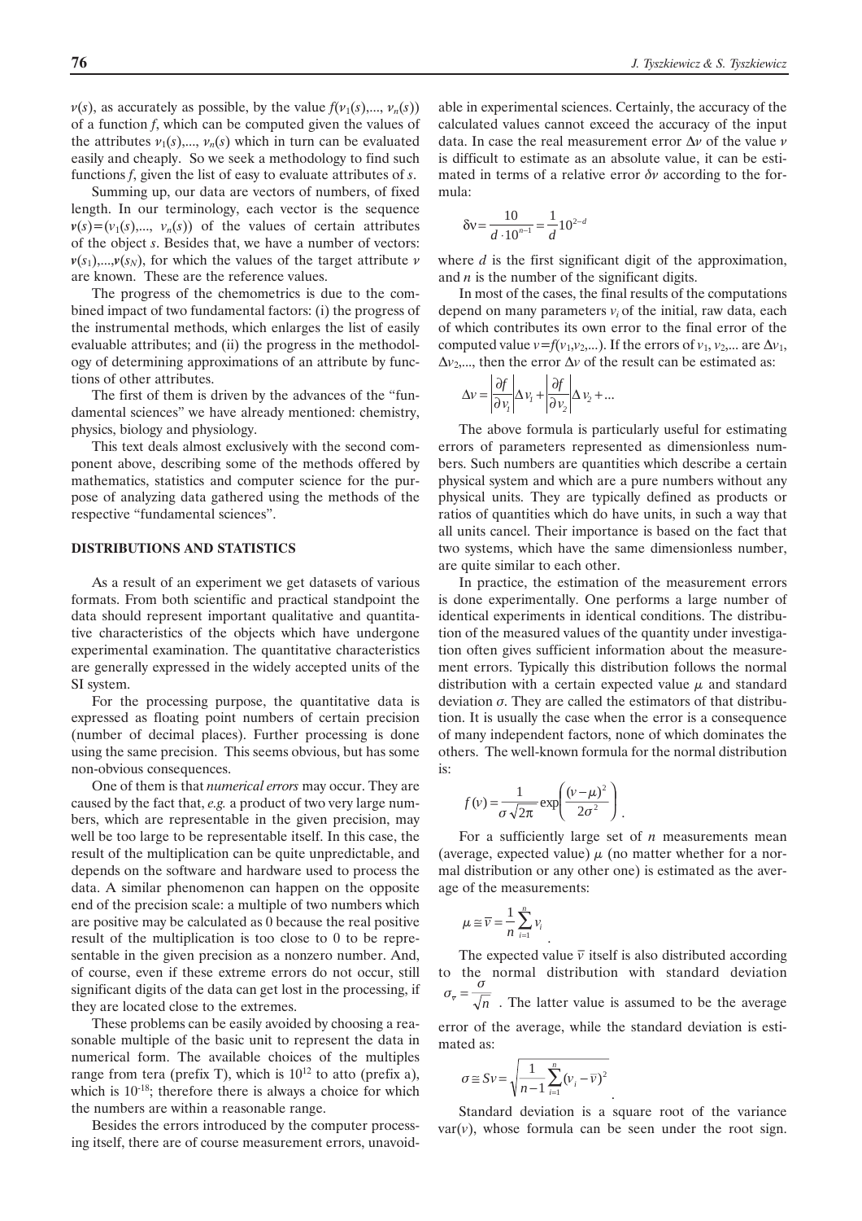$\nu(s)$, as accurately as possible, by the value $f(\nu_1(s),..., \nu_n(s))$ of a function $f$, which can be computed given the values of the attributes $\nu_1(s),..., \nu_n(s)$ which in turn can be evaluated easily and cheaply. So we seek a methodology to find such functions $f$, given the list of easy to evaluate attributes of $s$.

Summing up, our data are vectors of numbers, of fixed length. In our terminology, each vector is the sequence $\boldsymbol{\nu}(s)=(\nu_1(s),..., \nu_n(s))$ of the values of certain attributes of the object $s$. Besides that, we have a number of vectors: $\boldsymbol{\nu}(s_1),...,\boldsymbol{\nu}(s_N)$, for which the values of the target attribute $\nu$ are known. These are the reference values.

The progress of the chemometrics is due to the combined impact of two fundamental factors: (i) the progress of the instrumental methods, which enlarges the list of easily evaluable attributes; and (ii) the progress in the methodology of determining approximations of an attribute by functions of other attributes.

The first of them is driven by the advances of the "fundamental sciences" we have already mentioned: chemistry, physics, biology and physiology.

This text deals almost exclusively with the second component above, describing some of the methods offered by mathematics, statistics and computer science for the purpose of analyzing data gathered using the methods of the respective "fundamental sciences".

## DISTRIBUTIONS AND STATISTICS

As a result of an experiment we get datasets of various formats. From both scientific and practical standpoint the data should represent important qualitative and quantitative characteristics of the objects which have undergone experimental examination. The quantitative characteristics are generally expressed in the widely accepted units of the SI system.

For the processing purpose, the quantitative data is expressed as floating point numbers of certain precision (number of decimal places). Further processing is done using the same precision. This seems obvious, but has some non-obvious consequences.

One of them is that *numerical errors* may occur. They are caused by the fact that, *e.g.* a product of two very large numbers, which are representable in the given precision, may well be too large to be representable itself. In this case, the result of the multiplication can be quite unpredictable, and depends on the software and hardware used to process the data. A similar phenomenon can happen on the opposite end of the precision scale: a multiple of two numbers which are positive may be calculated as 0 because the real positive result of the multiplication is too close to 0 to be representable in the given precision as a nonzero number. And, of course, even if these extreme errors do not occur, still significant digits of the data can get lost in the processing, if they are located close to the extremes.

These problems can be easily avoided by choosing a reasonable multiple of the basic unit to represent the data in numerical form. The available choices of the multiples range from tera (prefix T), which is $10^{12}$ to atto (prefix a), which is $10^{-18}$; therefore there is always a choice for which the numbers are within a reasonable range.

Besides the errors introduced by the computer processing itself, there are of course measurement errors, unavoidable in experimental sciences. Certainly, the accuracy of the calculated values cannot exceed the accuracy of the input data. In case the real measurement error $\Delta\nu$ of the value $\nu$ is difficult to estimate as an absolute value, it can be estimated in terms of a relative error $\delta\nu$ according to the formula:

$$\delta\nu = \frac{10}{d \cdot 10^{n-1}} = \frac{1}{d}10^{2-d}$$

where $d$ is the first significant digit of the approximation, and $n$ is the number of the significant digits.

In most of the cases, the final results of the computations depend on many parameters $\nu_i$ of the initial, raw data, each of which contributes its own error to the final error of the computed value $\nu=f(\nu_1,\nu_2,...)$. If the errors of $\nu_1, \nu_2,...$ are $\Delta\nu_1, \Delta\nu_2,...$, then the error $\Delta\nu$ of the result can be estimated as:

$$\Delta\nu = \left|\frac{\partial f}{\partial \nu_1}\right|\Delta\nu_1 + \left|\frac{\partial f}{\partial \nu_2}\right|\Delta\nu_2 + ...$$

The above formula is particularly useful for estimating errors of parameters represented as dimensionless numbers. Such numbers are quantities which describe a certain physical system and which are a pure numbers without any physical units. They are typically defined as products or ratios of quantities which do have units, in such a way that all units cancel. Their importance is based on the fact that two systems, which have the same dimensionless number, are quite similar to each other.

In practice, the estimation of the measurement errors is done experimentally. One performs a large number of identical experiments in identical conditions. The distribution of the measured values of the quantity under investigation often gives sufficient information about the measurement errors. Typically this distribution follows the normal distribution with a certain expected value $\mu$ and standard deviation $\sigma$. They are called the estimators of that distribution. It is usually the case when the error is a consequence of many independent factors, none of which dominates the others. The well-known formula for the normal distribution is:

$$f(\nu) = \frac{1}{\sigma\sqrt{2\pi}}\exp\left(\frac{(\nu-\mu)^2}{2\sigma^2}\right).$$

For a sufficiently large set of $n$ measurements mean (average, expected value) $\mu$ (no matter whether for a normal distribution or any other one) is estimated as the average of the measurements:

$$\mu \cong \bar{\nu} = \frac{1}{n}\sum_{i=1}^{n}\nu_i.$$

The expected value $\bar{\nu}$ itself is also distributed according to the normal distribution with standard deviation $\sigma_{\bar{\nu}} = \frac{\sigma}{\sqrt{n}}$. The latter value is assumed to be the average error of the average, while the standard deviation is estimated as:

$$\sigma \cong S\nu = \sqrt{\frac{1}{n-1}\sum_{i=1}^{n}(\nu_i - \bar{\nu})^2}.$$

Standard deviation is a square root of the variance $\mathrm{var}(\nu)$, whose formula can be seen under the root sign.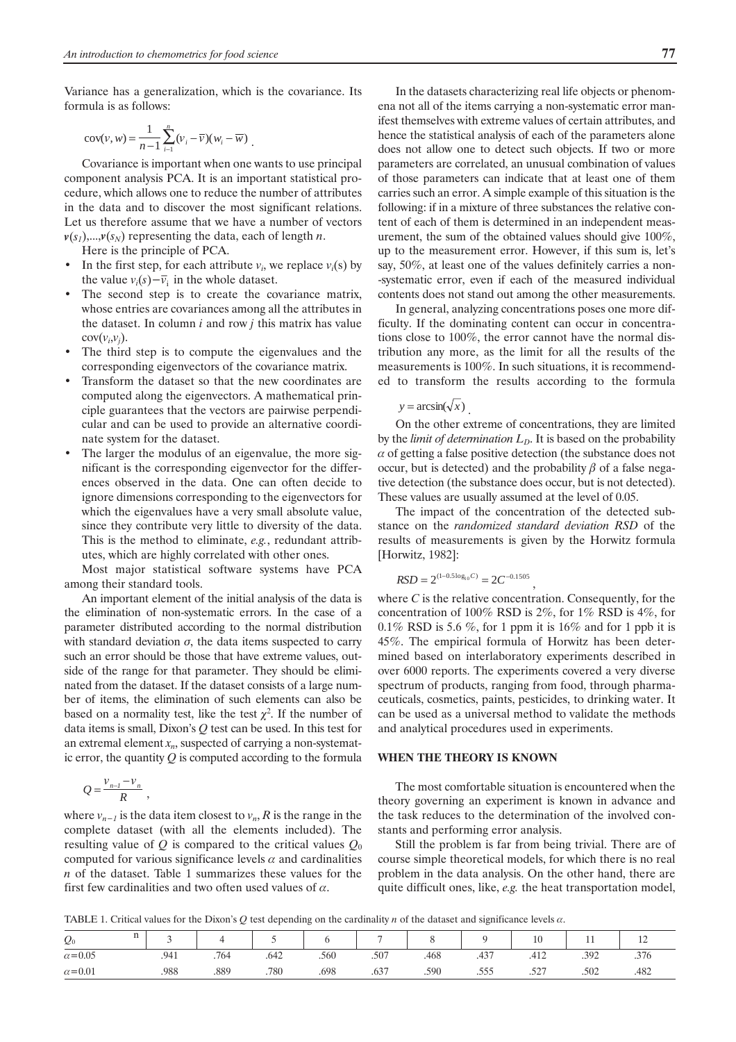Variance has a generalization, which is the covariance. Its formula is as follows:

$$\mathrm{cov}(v,w) = \frac{1}{n-1}\sum_{i=1}^{n}(v_i - \overline{v})(w_i - \overline{w})\ .$$

Covariance is important when one wants to use principal component analysis PCA. It is an important statistical procedure, which allows one to reduce the number of attributes in the data and to discover the most significant relations. Let us therefore assume that we have a number of vectors $\boldsymbol{v}(s_1),...,\boldsymbol{v}(s_N)$ representing the data, each of length $n$.

Here is the principle of PCA.

- In the first step, for each attribute $v_i$, we replace $v_i(s)$ by the value $v_i(s) - \overline{v}_i$ in the whole dataset.
- The second step is to create the covariance matrix, whose entries are covariances among all the attributes in the dataset. In column $i$ and row $j$ this matrix has value $\mathrm{cov}(v_i,v_j)$.
- The third step is to compute the eigenvalues and the corresponding eigenvectors of the covariance matrix.
- Transform the dataset so that the new coordinates are computed along the eigenvectors. A mathematical principle guarantees that the vectors are pairwise perpendicular and can be used to provide an alternative coordinate system for the dataset.
- The larger the modulus of an eigenvalue, the more significant is the corresponding eigenvector for the differences observed in the data. One can often decide to ignore dimensions corresponding to the eigenvectors for which the eigenvalues have a very small absolute value, since they contribute very little to diversity of the data. This is the method to eliminate, *e.g.*, redundant attributes, which are highly correlated with other ones.

Most major statistical software systems have PCA among their standard tools.

An important element of the initial analysis of the data is the elimination of non-systematic errors. In the case of a parameter distributed according to the normal distribution with standard deviation $\sigma$, the data items suspected to carry such an error should be those that have extreme values, outside of the range for that parameter. They should be eliminated from the dataset. If the dataset consists of a large number of items, the elimination of such elements can also be based on a normality test, like the test $\chi^2$. If the number of data items is small, Dixon's $Q$ test can be used. In this test for an extremal element $x_n$, suspected of carrying a non-systematic error, the quantity $Q$ is computed according to the formula

$$Q = \frac{v_{n-1} - v_n}{R}\ ,$$

where $v_{n-1}$ is the data item closest to $v_n$, $R$ is the range in the complete dataset (with all the elements included). The resulting value of $Q$ is compared to the critical values $Q_0$ computed for various significance levels $\alpha$ and cardinalities $n$ of the dataset. Table 1 summarizes these values for the first few cardinalities and two often used values of $\alpha$.

In the datasets characterizing real life objects or phenomena not all of the items carrying a non-systematic error manifest themselves with extreme values of certain attributes, and hence the statistical analysis of each of the parameters alone does not allow one to detect such objects. If two or more parameters are correlated, an unusual combination of values of those parameters can indicate that at least one of them carries such an error. A simple example of this situation is the following: if in a mixture of three substances the relative content of each of them is determined in an independent measurement, the sum of the obtained values should give 100%, up to the measurement error. However, if this sum is, let's say, 50%, at least one of the values definitely carries a non-systematic error, even if each of the measured individual contents does not stand out among the other measurements.

In general, analyzing concentrations poses one more difficulty. If the dominating content can occur in concentrations close to 100%, the error cannot have the normal distribution any more, as the limit for all the results of the measurements is 100%. In such situations, it is recommended to transform the results according to the formula

$$y = \arcsin(\sqrt{x})\ .$$

On the other extreme of concentrations, they are limited by the *limit of determination* $L_D$. It is based on the probability $\alpha$ of getting a false positive detection (the substance does not occur, but is detected) and the probability $\beta$ of a false negative detection (the substance does occur, but is not detected). These values are usually assumed at the level of 0.05.

The impact of the concentration of the detected substance on the *randomized standard deviation RSD* of the results of measurements is given by the Horwitz formula [Horwitz, 1982]:

$$RSD = 2^{(1-0.5\log_{10}C)} = 2C^{-0.1505}\ ,$$

where $C$ is the relative concentration. Consequently, for the concentration of 100% RSD is 2%, for 1% RSD is 4%, for 0.1% RSD is 5.6 %, for 1 ppm it is 16% and for 1 ppb it is 45%. The empirical formula of Horwitz has been determined based on interlaboratory experiments described in over 6000 reports. The experiments covered a very diverse spectrum of products, ranging from food, through pharmaceuticals, cosmetics, paints, pesticides, to drinking water. It can be used as a universal method to validate the methods and analytical procedures used in experiments.

## WHEN THE THEORY IS KNOWN

The most comfortable situation is encountered when the theory governing an experiment is known in advance and the task reduces to the determination of the involved constants and performing error analysis.

Still the problem is far from being trivial. There are of course simple theoretical models, for which there is no real problem in the data analysis. On the other hand, there are quite difficult ones, like, *e.g.* the heat transportation model,

TABLE 1. Critical values for the Dixon's $Q$ test depending on the cardinality $n$ of the dataset and significance levels $\alpha$.

| $Q_0$ \ n | 3 | 4 | 5 | 6 | 7 | 8 | 9 | 10 | 11 | 12 |
|---|---|---|---|---|---|---|---|---|---|---|
| $\alpha$=0.05 | .941 | .764 | .642 | .560 | .507 | .468 | .437 | .412 | .392 | .376 |
| $\alpha$=0.01 | .988 | .889 | .780 | .698 | .637 | .590 | .555 | .527 | .502 | .482 |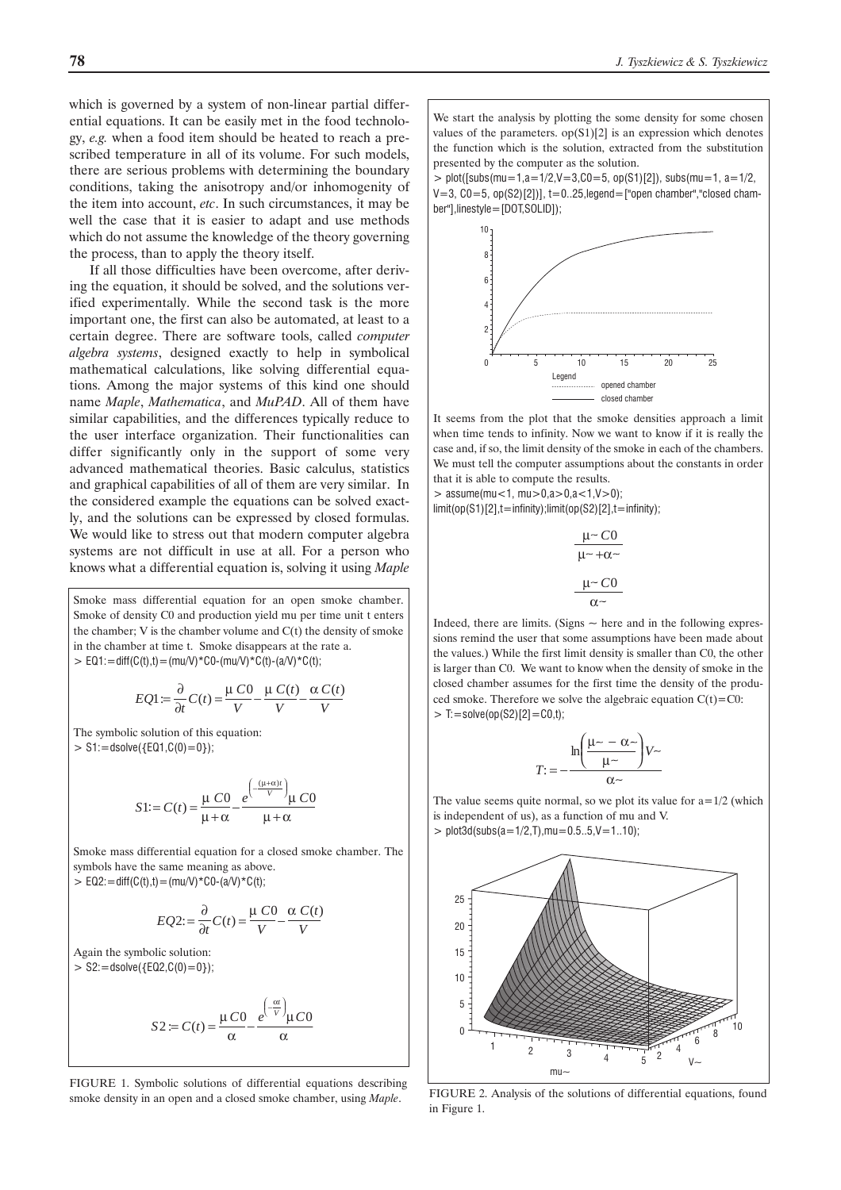which is governed by a system of non-linear partial differential equations. It can be easily met in the food technology, *e.g.* when a food item should be heated to reach a prescribed temperature in all of its volume. For such models, there are serious problems with determining the boundary conditions, taking the anisotropy and/or inhomogenity of the item into account, *etc*. In such circumstances, it may be well the case that it is easier to adapt and use methods which do not assume the knowledge of the theory governing the process, than to apply the theory itself.

If all those difficulties have been overcome, after deriving the equation, it should be solved, and the solutions verified experimentally. While the second task is the more important one, the first can also be automated, at least to a certain degree. There are software tools, called *computer algebra systems*, designed exactly to help in symbolical mathematical calculations, like solving differential equations. Among the major systems of this kind one should name *Maple*, *Mathematica*, and *MuPAD*. All of them have similar capabilities, and the differences typically reduce to the user interface organization. Their functionalities can differ significantly only in the support of some very advanced mathematical theories. Basic calculus, statistics and graphical capabilities of all of them are very similar. In the considered example the equations can be solved exactly, and the solutions can be expressed by closed formulas. We would like to stress out that modern computer algebra systems are not difficult in use at all. For a person who knows what a differential equation is, solving it using *Maple*

Smoke mass differential equation for an open smoke chamber. Smoke of density C0 and production yield mu per time unit t enters the chamber; V is the chamber volume and C(t) the density of smoke in the chamber at time t. Smoke disappears at the rate a.

```
> EQ1:=diff(C(t),t)=(mu/V)*C0-(mu/V)*C(t)-(a/V)*C(t);
```

$$EQ1 := \frac{\partial}{\partial t}C(t) = \frac{\mu\, C0}{V} - \frac{\mu\, C(t)}{V} - \frac{\alpha\, C(t)}{V}$$

The symbolic solution of this equation:

```
> S1:=dsolve({EQ1,C(0)=0});
```

$$S1 := C(t) = \frac{\mu\, C0}{\mu+\alpha} - \frac{e^{\left(-\frac{(\mu+\alpha)t}{V}\right)}\mu\, C0}{\mu+\alpha}$$

Smoke mass differential equation for a closed smoke chamber. The symbols have the same meaning as above.

```
> EQ2:=diff(C(t),t)=(mu/V)*C0-(a/V)*C(t);
```

$$EQ2 := \frac{\partial}{\partial t}C(t) = \frac{\mu\, C0}{V} - \frac{\alpha\, C(t)}{V}$$

Again the symbolic solution:

```
> S2:=dsolve({EQ2,C(0)=0});
```

$$S2 := C(t) = \frac{\mu\, C0}{\alpha} - \frac{e^{\left(-\frac{\alpha t}{V}\right)}\mu\, C0}{\alpha}$$

FIGURE 1. Symbolic solutions of differential equations describing smoke density in an open and a closed smoke chamber, using *Maple*.

We start the analysis by plotting the some density for some chosen values of the parameters. op(S1)[2] is an expression which denotes the function which is the solution, extracted from the substitution presented by the computer as the solution.

```
> plot([subs(mu=1,a=1/2,V=3,C0=5, op(S1)[2]), subs(mu=1, a=1/2, V=3, C0=5, op(S2)[2])], t=0..25,legend=["open chamber","closed chamber"],linestyle=[DOT,SOLID]);
```

It seems from the plot that the smoke densities approach a limit when time tends to infinity. Now we want to know if it is really the case and, if so, the limit density of the smoke in each of the chambers. We must tell the computer assumptions about the constants in order that it is able to compute the results.

```
> assume(mu<1, mu>0,a>0,a<1,V>0);
limit(op(S1)[2],t=infinity);limit(op(S2)[2],t=infinity);
```

$$\frac{\mu\sim C0}{\mu\sim+\alpha\sim}$$

$$\frac{\mu\sim C0}{\alpha\sim}$$

Indeed, there are limits. (Signs ~ here and in the following expressions remind the user that some assumptions have been made about the values.) While the first limit density is smaller than C0, the other is larger than C0. We want to know when the density of smoke in the closed chamber assumes for the first time the density of the produced smoke. Therefore we solve the algebraic equation C(t)=C0:

```
> T:=solve(op(S2)[2]=C0,t);
```

$$T := -\frac{\ln\left(\frac{\mu\sim - \alpha\sim}{\mu\sim}\right)V\sim}{\alpha\sim}$$

The value seems quite normal, so we plot its value for a=1/2 (which is independent of us), as a function of mu and V.

```
> plot3d(subs(a=1/2,T),mu=0.5..5,V=1..10);
```

FIGURE 2. Analysis of the solutions of differential equations, found in Figure 1.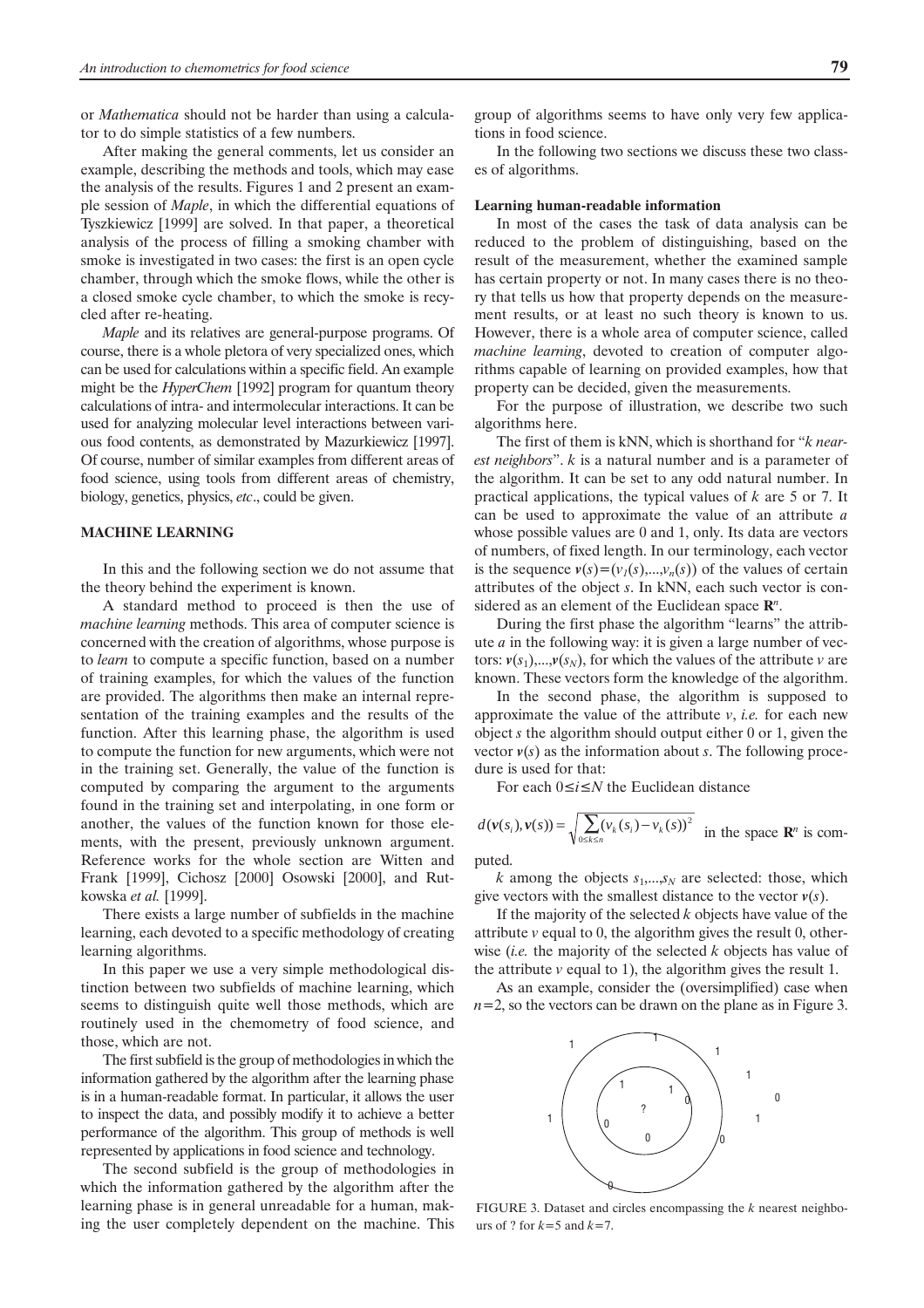or *Mathematica* should not be harder than using a calculator to do simple statistics of a few numbers.

After making the general comments, let us consider an example, describing the methods and tools, which may ease the analysis of the results. Figures 1 and 2 present an example session of *Maple*, in which the differential equations of Tyszkiewicz [1999] are solved. In that paper, a theoretical analysis of the process of filling a smoking chamber with smoke is investigated in two cases: the first is an open cycle chamber, through which the smoke flows, while the other is a closed smoke cycle chamber, to which the smoke is recycled after re-heating.

*Maple* and its relatives are general-purpose programs. Of course, there is a whole pletora of very specialized ones, which can be used for calculations within a specific field. An example might be the *HyperChem* [1992] program for quantum theory calculations of intra- and intermolecular interactions. It can be used for analyzing molecular level interactions between various food contents, as demonstrated by Mazurkiewicz [1997]. Of course, number of similar examples from different areas of food science, using tools from different areas of chemistry, biology, genetics, physics, *etc*., could be given.

## MACHINE LEARNING

In this and the following section we do not assume that the theory behind the experiment is known.

A standard method to proceed is then the use of *machine learning* methods. This area of computer science is concerned with the creation of algorithms, whose purpose is to *learn* to compute a specific function, based on a number of training examples, for which the values of the function are provided. The algorithms then make an internal representation of the training examples and the results of the function. After this learning phase, the algorithm is used to compute the function for new arguments, which were not in the training set. Generally, the value of the function is computed by comparing the argument to the arguments found in the training set and interpolating, in one form or another, the values of the function known for those elements, with the present, previously unknown argument. Reference works for the whole section are Witten and Frank [1999], Cichosz [2000] Osowski [2000], and Rutkowska *et al.* [1999].

There exists a large number of subfields in the machine learning, each devoted to a specific methodology of creating learning algorithms.

In this paper we use a very simple methodological distinction between two subfields of machine learning, which seems to distinguish quite well those methods, which are routinely used in the chemometry of food science, and those, which are not.

The first subfield is the group of methodologies in which the information gathered by the algorithm after the learning phase is in a human-readable format. In particular, it allows the user to inspect the data, and possibly modify it to achieve a better performance of the algorithm. This group of methods is well represented by applications in food science and technology.

The second subfield is the group of methodologies in which the information gathered by the algorithm after the learning phase is in general unreadable for a human, making the user completely dependent on the machine. This group of algorithms seems to have only very few applications in food science.

In the following two sections we discuss these two classes of algorithms.

### Learning human-readable information

In most of the cases the task of data analysis can be reduced to the problem of distinguishing, based on the result of the measurement, whether the examined sample has certain property or not. In many cases there is no theory that tells us how that property depends on the measurement results, or at least no such theory is known to us. However, there is a whole area of computer science, called *machine learning*, devoted to creation of computer algorithms capable of learning on provided examples, how that property can be decided, given the measurements.

For the purpose of illustration, we describe two such algorithms here.

The first of them is kNN, which is shorthand for "*k nearest neighbors*". $k$ is a natural number and is a parameter of the algorithm. It can be set to any odd natural number. In practical applications, the typical values of $k$ are 5 or 7. It can be used to approximate the value of an attribute $a$ whose possible values are 0 and 1, only. Its data are vectors of numbers, of fixed length. In our terminology, each vector is the sequence $\mathbf{v}(s)=(v_1(s),...,v_n(s))$ of the values of certain attributes of the object $s$. In kNN, each such vector is considered as an element of the Euclidean space $\mathbf{R}^n$.

During the first phase the algorithm "learns" the attribute $a$ in the following way: it is given a large number of vectors: $\mathbf{v}(s_1),...,\mathbf{v}(s_N)$, for which the values of the attribute $v$ are known. These vectors form the knowledge of the algorithm.

In the second phase, the algorithm is supposed to approximate the value of the attribute $v$, *i.e.* for each new object $s$ the algorithm should output either 0 or 1, given the vector $\mathbf{v}(s)$ as the information about $s$. The following procedure is used for that:

For each $0 \leq i \leq N$ the Euclidean distance

$$d(\mathbf{v}(s_i),\mathbf{v}(s)) = \sqrt{\sum_{0 \leq k \leq n} (v_k(s_i) - v_k(s))^2}$$

in the space $\mathbf{R}^n$ is computed.

$k$ among the objects $s_1,...,s_N$ are selected: those, which give vectors with the smallest distance to the vector $\mathbf{v}(s)$.

If the majority of the selected $k$ objects have value of the attribute $v$ equal to 0, the algorithm gives the result 0, otherwise (*i.e.* the majority of the selected $k$ objects has value of the attribute $v$ equal to 1), the algorithm gives the result 1.

As an example, consider the (oversimplified) case when $n=2$, so the vectors can be drawn on the plane as in Figure 3.

FIGURE 3. Dataset and circles encompassing the $k$ nearest neighbours of ? for $k=5$ and $k=7$.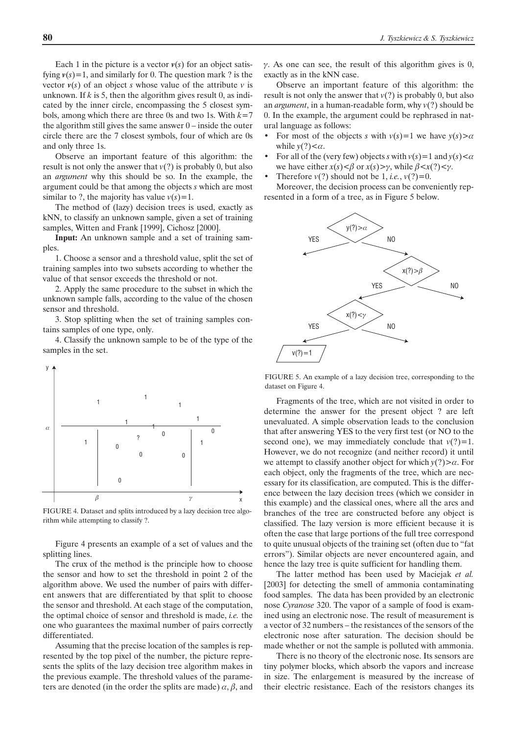Each 1 in the picture is a vector $\boldsymbol{v}(s)$ for an object satisfying $\boldsymbol{v}(s)=1$, and similarly for 0. The question mark ? is the vector $\boldsymbol{v}(s)$ of an object $s$ whose value of the attribute $v$ is unknown. If $k$ is 5, then the algorithm gives result 0, as indicated by the inner circle, encompassing the 5 closest symbols, among which there are three 0s and two 1s. With $k=7$ the algorithm still gives the same answer 0 – inside the outer circle there are the 7 closest symbols, four of which are 0s and only three 1s.

Observe an important feature of this algorithm: the result is not only the answer that $v(?)$ is probably 0, but also an *argument* why this should be so. In the example, the argument could be that among the objects $s$ which are most similar to ?, the majority has value $v(s)=1$.

The method of (lazy) decision trees is used, exactly as kNN, to classify an unknown sample, given a set of training samples, Witten and Frank [1999], Cichosz [2000].

**Input:** An unknown sample and a set of training samples.

1. Choose a sensor and a threshold value, split the set of training samples into two subsets according to whether the value of that sensor exceeds the threshold or not.
2. Apply the same procedure to the subset in which the unknown sample falls, according to the value of the chosen sensor and threshold.
3. Stop splitting when the set of training samples contains samples of one type, only.
4. Classify the unknown sample to be of the type of the samples in the set.

FIGURE 4. Dataset and splits introduced by a lazy decision tree algorithm while attempting to classify ?.

Figure 4 presents an example of a set of values and the splitting lines.

The crux of the method is the principle how to choose the sensor and how to set the threshold in point 2 of the algorithm above. We used the number of pairs with different answers that are differentiated by that split to choose the sensor and threshold. At each stage of the computation, the optimal choice of sensor and threshold is made, *i.e.* the one who guarantees the maximal number of pairs correctly differentiated.

Assuming that the precise location of the samples is represented by the top pixel of the number, the picture represents the splits of the lazy decision tree algorithm makes in the previous example. The threshold values of the parameters are denoted (in the order the splits are made) $\alpha$, $\beta$, and $\gamma$. As one can see, the result of this algorithm gives is 0, exactly as in the kNN case.

Observe an important feature of this algorithm: the result is not only the answer that $v(?)$ is probably 0, but also an *argument*, in a human-readable form, why $v(?)$ should be 0. In the example, the argument could be rephrased in natural language as follows:

- For most of the objects $s$ with $v(s)=1$ we have $y(s)>\alpha$ while $y(?)<\alpha$.
- For all of the (very few) objects $s$ with $v(s)=1$ and $y(s)<\alpha$ we have either $x(s)<\beta$ or $x(s)>\gamma$, while $\beta<x(?)<\gamma$.
- Therefore $v(?)$ should not be 1, *i.e.*, $v(?)=0$.

Moreover, the decision process can be conveniently represented in a form of a tree, as in Figure 5 below.

FIGURE 5. An example of a lazy decision tree, corresponding to the dataset on Figure 4.

Fragments of the tree, which are not visited in order to determine the answer for the present object ? are left unevaluated. A simple observation leads to the conclusion that after answering YES to the very first test (or NO to the second one), we may immediately conclude that $v(?)=1$. However, we do not recognize (and neither record) it until we attempt to classify another object for which $y(?)>\alpha$. For each object, only the fragments of the tree, which are necessary for its classification, are computed. This is the difference between the lazy decision trees (which we consider in this example) and the classical ones, where all the arcs and branches of the tree are constructed before any object is classified. The lazy version is more efficient because it is often the case that large portions of the full tree correspond to quite unusual objects of the training set (often due to "fat errors"). Similar objects are never encountered again, and hence the lazy tree is quite sufficient for handling them.

The latter method has been used by Maciejak *et al.* [2003] for detecting the smell of ammonia contaminating food samples. The data has been provided by an electronic nose *Cyranose* 320. The vapor of a sample of food is examined using an electronic nose. The result of measurement is a vector of 32 numbers – the resistances of the sensors of the electronic nose after saturation. The decision should be made whether or not the sample is polluted with ammonia.

There is no theory of the electronic nose. Its sensors are tiny polymer blocks, which absorb the vapors and increase in size. The enlargement is measured by the increase of their electric resistance. Each of the resistors changes its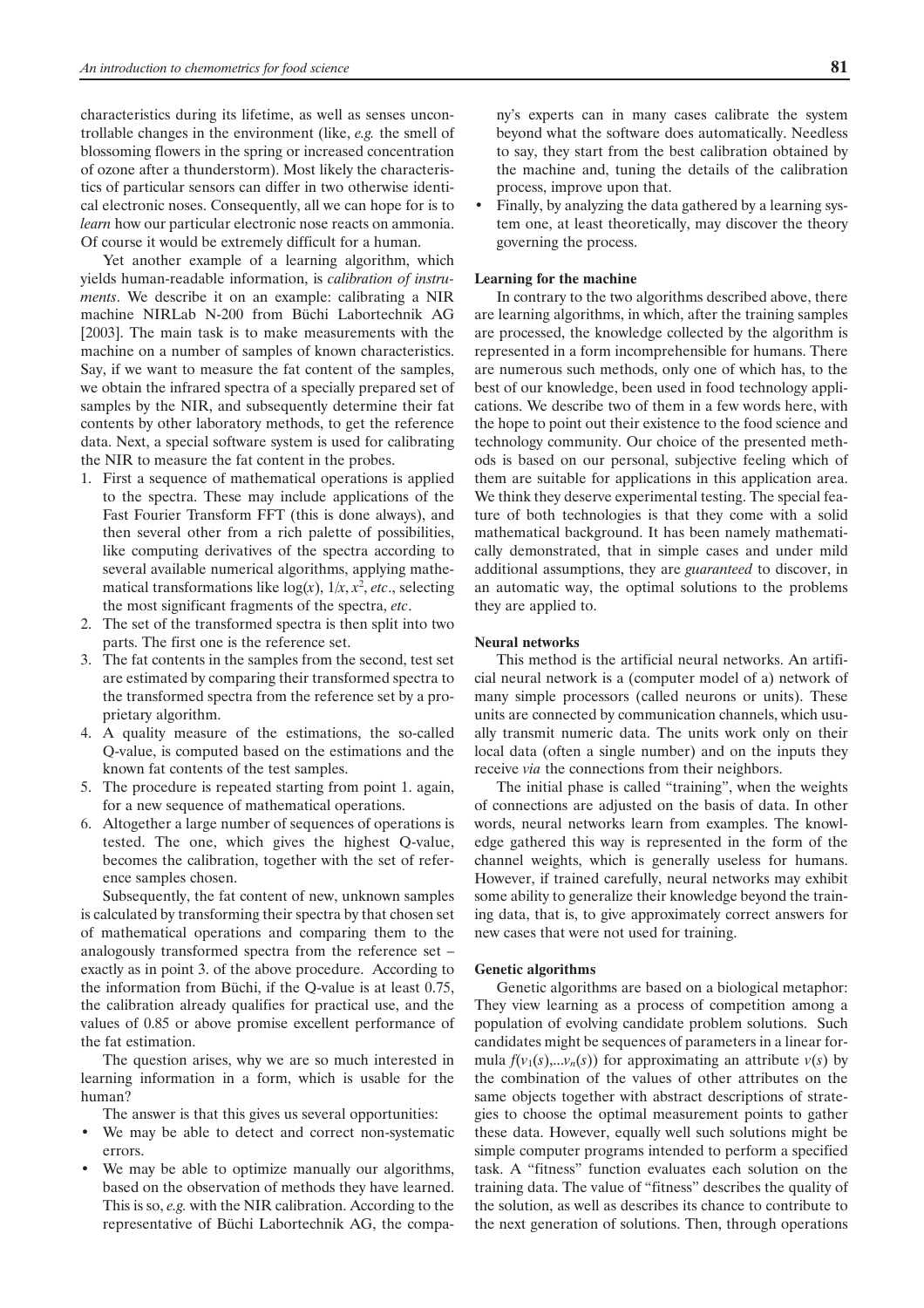characteristics during its lifetime, as well as senses uncontrollable changes in the environment (like, *e.g.* the smell of blossoming flowers in the spring or increased concentration of ozone after a thunderstorm). Most likely the characteristics of particular sensors can differ in two otherwise identical electronic noses. Consequently, all we can hope for is to *learn* how our particular electronic nose reacts on ammonia. Of course it would be extremely difficult for a human.

Yet another example of a learning algorithm, which yields human-readable information, is *calibration of instruments*. We describe it on an example: calibrating a NIR machine NIRLab N-200 from Büchi Labortechnik AG [2003]. The main task is to make measurements with the machine on a number of samples of known characteristics. Say, if we want to measure the fat content of the samples, we obtain the infrared spectra of a specially prepared set of samples by the NIR, and subsequently determine their fat contents by other laboratory methods, to get the reference data. Next, a special software system is used for calibrating the NIR to measure the fat content in the probes.

1. First a sequence of mathematical operations is applied to the spectra. These may include applications of the Fast Fourier Transform FFT (this is done always), and then several other from a rich palette of possibilities, like computing derivatives of the spectra according to several available numerical algorithms, applying mathematical transformations like $\log(x)$, $1/x$, $x^2$, *etc*., selecting the most significant fragments of the spectra, *etc*.
2. The set of the transformed spectra is then split into two parts. The first one is the reference set.
3. The fat contents in the samples from the second, test set are estimated by comparing their transformed spectra to the transformed spectra from the reference set by a proprietary algorithm.
4. A quality measure of the estimations, the so-called Q-value, is computed based on the estimations and the known fat contents of the test samples.
5. The procedure is repeated starting from point 1. again, for a new sequence of mathematical operations.
6. Altogether a large number of sequences of operations is tested. The one, which gives the highest Q-value, becomes the calibration, together with the set of reference samples chosen.

Subsequently, the fat content of new, unknown samples is calculated by transforming their spectra by that chosen set of mathematical operations and comparing them to the analogously transformed spectra from the reference set – exactly as in point 3. of the above procedure. According to the information from Büchi, if the Q-value is at least 0.75, the calibration already qualifies for practical use, and the values of 0.85 or above promise excellent performance of the fat estimation.

The question arises, why we are so much interested in learning information in a form, which is usable for the human?

The answer is that this gives us several opportunities:

- We may be able to detect and correct non-systematic errors.
- We may be able to optimize manually our algorithms, based on the observation of methods they have learned. This is so, *e.g.* with the NIR calibration. According to the representative of Büchi Labortechnik AG, the company's experts can in many cases calibrate the system beyond what the software does automatically. Needless to say, they start from the best calibration obtained by the machine and, tuning the details of the calibration process, improve upon that.
- Finally, by analyzing the data gathered by a learning system one, at least theoretically, may discover the theory governing the process.

### Learning for the machine

In contrary to the two algorithms described above, there are learning algorithms, in which, after the training samples are processed, the knowledge collected by the algorithm is represented in a form incomprehensible for humans. There are numerous such methods, only one of which has, to the best of our knowledge, been used in food technology applications. We describe two of them in a few words here, with the hope to point out their existence to the food science and technology community. Our choice of the presented methods is based on our personal, subjective feeling which of them are suitable for applications in this application area. We think they deserve experimental testing. The special feature of both technologies is that they come with a solid mathematical background. It has been namely mathematically demonstrated, that in simple cases and under mild additional assumptions, they are *guaranteed* to discover, in an automatic way, the optimal solutions to the problems they are applied to.

### Neural networks

This method is the artificial neural networks. An artificial neural network is a (computer model of a) network of many simple processors (called neurons or units). These units are connected by communication channels, which usually transmit numeric data. The units work only on their local data (often a single number) and on the inputs they receive *via* the connections from their neighbors.

The initial phase is called "training", when the weights of connections are adjusted on the basis of data. In other words, neural networks learn from examples. The knowledge gathered this way is represented in the form of the channel weights, which is generally useless for humans. However, if trained carefully, neural networks may exhibit some ability to generalize their knowledge beyond the training data, that is, to give approximately correct answers for new cases that were not used for training.

### Genetic algorithms

Genetic algorithms are based on a biological metaphor: They view learning as a process of competition among a population of evolving candidate problem solutions. Such candidates might be sequences of parameters in a linear formula $f(v_1(s),...v_n(s))$ for approximating an attribute $v(s)$ by the combination of the values of other attributes on the same objects together with abstract descriptions of strategies to choose the optimal measurement points to gather these data. However, equally well such solutions might be simple computer programs intended to perform a specified task. A "fitness" function evaluates each solution on the training data. The value of "fitness" describes the quality of the solution, as well as describes its chance to contribute to the next generation of solutions. Then, through operations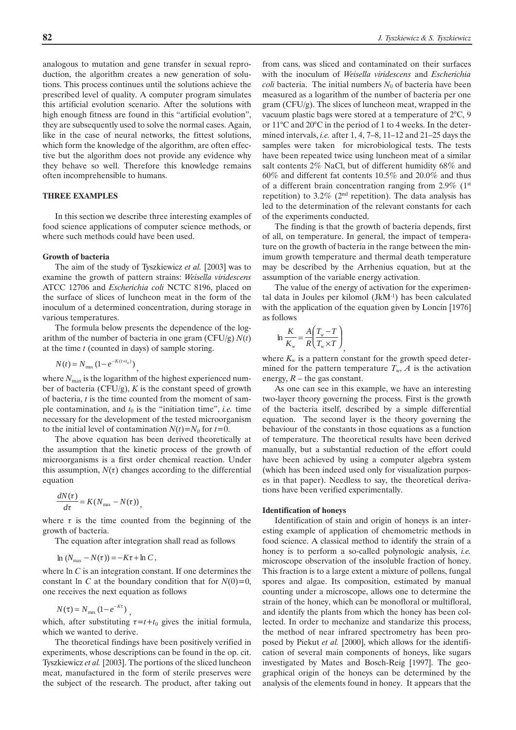analogous to mutation and gene transfer in sexual reproduction, the algorithm creates a new generation of solutions. This process continues until the solutions achieve the prescribed level of quality. A computer program simulates this artificial evolution scenario. After the solutions with high enough fitness are found in this "artificial evolution", they are subsequently used to solve the normal cases. Again, like in the case of neural networks, the fittest solutions, which form the knowledge of the algorithm, are often effective but the algorithm does not provide any evidence why they behave so well. Therefore this knowledge remains often incomprehensible to humans.

## THREE EXAMPLES

In this section we describe three interesting examples of food science applications of computer science methods, or where such methods could have been used.

### Growth of bacteria

The aim of the study of Tyszkiewicz *et al.* [2003] was to examine the growth of pattern strains: *Weisella viridescens* ATCC 12706 and *Escherichia coli* NCTC 8196, placed on the surface of slices of luncheon meat in the form of the inoculum of a determined concentration, during storage in various temperatures.

The formula below presents the dependence of the logarithm of the number of bacteria in one gram (CFU/g) $N(t)$ at the time $t$ (counted in days) of sample storing.

$$N(t) = N_{\max}(1 - e^{-K(t+t_0)}),$$

where $N_{\max}$ is the logarithm of the highest experienced number of bacteria (CFU/g), $K$ is the constant speed of growth of bacteria, $t$ is the time counted from the moment of sample contamination, and $t_0$ is the "initiation time", *i.e.* time necessary for the development of the tested microorganism to the initial level of contamination $N(t)=N_0$ for $t=0$.

The above equation has been derived theoretically at the assumption that the kinetic process of the growth of microorganisms is a first order chemical reaction. Under this assumption, $N(\tau)$ changes according to the differential equation

$$\frac{dN(\tau)}{d\tau} = K(N_{\max} - N(\tau)),$$

where $\tau$ is the time counted from the beginning of the growth of bacteria.

The equation after integration shall read as follows

$$\ln(N_{\max} - N(\tau)) = -K\tau + \ln C,$$

where $\ln C$ is an integration constant. If one determines the constant $\ln C$ at the boundary condition that for $N(0)=0$, one receives the next equation as follows

$$N(\tau) = N_{\max}(1 - e^{-K\tau}),$$

which, after substituting $\tau=t+t_0$ gives the initial formula, which we wanted to derive.

The theoretical findings have been positively verified in experiments, whose descriptions can be found in the op. cit. Tyszkiewicz *et al.* [2003]. The portions of the sliced luncheon meat, manufactured in the form of sterile preserves were the subject of the research. The product, after taking out from cans, was sliced and contaminated on their surfaces with the inoculum of *Weisella viridescens* and *Escherichia coli* bacteria. The initial numbers $N_0$ of bacteria have been measured as a logarithm of the number of bacteria per one gram (CFU/g). The slices of luncheon meat, wrapped in the vacuum plastic bags were stored at a temperature of 2°C, 9 or 11°C and 20°C in the period of 1 to 4 weeks. In the determined intervals, *i.e.* after 1, 4, 7–8, 11–12 and 21–25 days the samples were taken for microbiological tests. The tests have been repeated twice using luncheon meat of a similar salt contents 2% NaCl, but of different humidity 68% and 60% and different fat contents 10.5% and 20.0% and thus of a different brain concentration ranging from 2.9% (1st repetition) to 3.2% (2nd repetition). The data analysis has led to the determination of the relevant constants for each of the experiments conducted.

The finding is that the growth of bacteria depends, first of all, on temperature. In general, the impact of temperature on the growth of bacteria in the range between the minimum growth temperature and thermal death temperature may be described by the Arrhenius equation, but at the assumption of the variable energy activation.

The value of the energy of activation for the experimental data in Joules per kilomol ($JkM^{-1}$) has been calculated with the application of the equation given by Loncin [1976] as follows

$$\ln\frac{K}{K_w} = \frac{A}{R}\left(\frac{T_w - T}{T_w \times T}\right),$$

where $K_w$ is a pattern constant for the growth speed determined for the pattern temperature $T_w$, $A$ is the activation energy, $R$ – the gas constant.

As one can see in this example, we have an interesting two-layer theory governing the process. First is the growth of the bacteria itself, described by a simple differential equation. The second layer is the theory governing the behaviour of the constants in those equations as a function of temperature. The theoretical results have been derived manually, but a substantial reduction of the effort could have been achieved by using a computer algebra system (which has been indeed used only for visualization purposes in that paper). Needless to say, the theoretical derivations have been verified experimentally.

### Identification of honeys

Identification of stain and origin of honeys is an interesting example of application of chemometric methods in food science. A classical method to identify the strain of a honey is to perform a so-called polynologic analysis, *i.e.* microscope observation of the insoluble fraction of honey. This fraction is to a large extent a mixture of pollens, fungal spores and algae. Its composition, estimated by manual counting under a microscope, allows one to determine the strain of the honey, which can be monofloral or multifloral, and identify the plants from which the honey has been collected. In order to mechanize and standarize this process, the method of near infrared spectrometry has been proposed by Piekut *et al.* [2000], which allows for the identification of several main components of honeys, like sugars investigated by Mates and Bosch-Reig [1997]. The geographical origin of the honeys can be determined by the analysis of the elements found in honey. It appears that the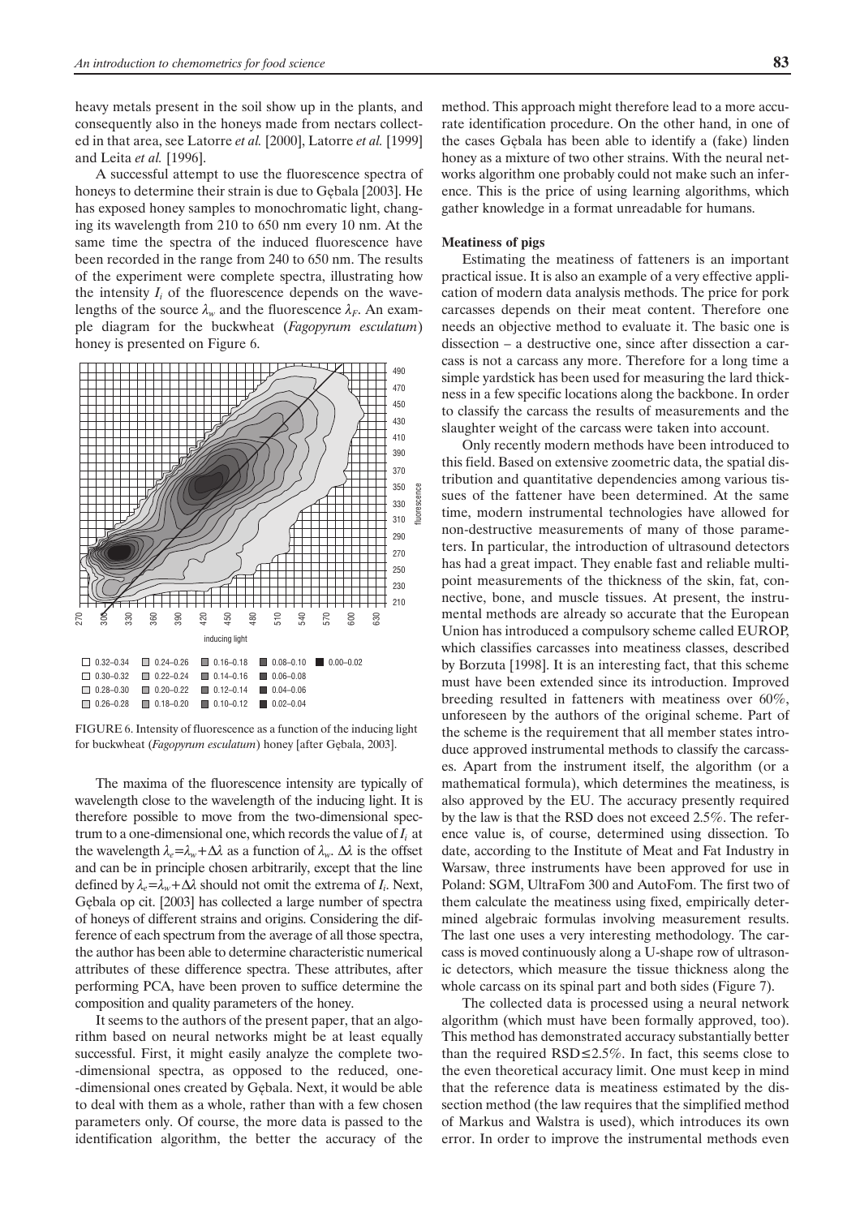heavy metals present in the soil show up in the plants, and consequently also in the honeys made from nectars collected in that area, see Latorre *et al.* [2000], Latorre *et al.* [1999] and Leita *et al.* [1996].

A successful attempt to use the fluorescence spectra of honeys to determine their strain is due to Gębala [2003]. He has exposed honey samples to monochromatic light, changing its wavelength from 210 to 650 nm every 10 nm. At the same time the spectra of the induced fluorescence have been recorded in the range from 240 to 650 nm. The results of the experiment were complete spectra, illustrating how the intensity $I_i$ of the fluorescence depends on the wavelengths of the source $\lambda_w$ and the fluorescence $\lambda_F$. An example diagram for the buckwheat (*Fagopyrum esculatum*) honey is presented on Figure 6.

FIGURE 6. Intensity of fluorescence as a function of the inducing light for buckwheat (*Fagopyrum esculatum*) honey [after Gębala, 2003].

The maxima of the fluorescence intensity are typically of wavelength close to the wavelength of the inducing light. It is therefore possible to move from the two-dimensional spectrum to a one-dimensional one, which records the value of $I_i$ at the wavelength $\lambda_e = \lambda_w + \Delta\lambda$ as a function of $\lambda_w$. $\Delta\lambda$ is the offset and can be in principle chosen arbitrarily, except that the line defined by $\lambda_e = \lambda_w + \Delta\lambda$ should not omit the extrema of $I_i$. Next, Gębala op cit. [2003] has collected a large number of spectra of honeys of different strains and origins. Considering the difference of each spectrum from the average of all those spectra, the author has been able to determine characteristic numerical attributes of these difference spectra. These attributes, after performing PCA, have been proven to suffice determine the composition and quality parameters of the honey.

It seems to the authors of the present paper, that an algorithm based on neural networks might be at least equally successful. First, it might easily analyze the complete two-dimensional spectra, as opposed to the reduced, one-dimensional ones created by Gębala. Next, it would be able to deal with them as a whole, rather than with a few chosen parameters only. Of course, the more data is passed to the identification algorithm, the better the accuracy of the method. This approach might therefore lead to a more accurate identification procedure. On the other hand, in one of the cases Gębala has been able to identify a (fake) linden honey as a mixture of two other strains. With the neural networks algorithm one probably could not make such an inference. This is the price of using learning algorithms, which gather knowledge in a format unreadable for humans.

### Meatiness of pigs

Estimating the meatiness of fatteners is an important practical issue. It is also an example of a very effective application of modern data analysis methods. The price for pork carcasses depends on their meat content. Therefore one needs an objective method to evaluate it. The basic one is dissection – a destructive one, since after dissection a carcass is not a carcass any more. Therefore for a long time a simple yardstick has been used for measuring the lard thickness in a few specific locations along the backbone. In order to classify the carcass the results of measurements and the slaughter weight of the carcass were taken into account.

Only recently modern methods have been introduced to this field. Based on extensive zoometric data, the spatial distribution and quantitative dependencies among various tissues of the fattener have been determined. At the same time, modern instrumental technologies have allowed for non-destructive measurements of many of those parameters. In particular, the introduction of ultrasound detectors has had a great impact. They enable fast and reliable multipoint measurements of the thickness of the skin, fat, connective, bone, and muscle tissues. At present, the instrumental methods are already so accurate that the European Union has introduced a compulsory scheme called EUROP, which classifies carcasses into meatiness classes, described by Borzuta [1998]. It is an interesting fact, that this scheme must have been extended since its introduction. Improved breeding resulted in fatteners with meatiness over 60%, unforeseen by the authors of the original scheme. Part of the scheme is the requirement that all member states introduce approved instrumental methods to classify the carcasses. Apart from the instrument itself, the algorithm (or a mathematical formula), which determines the meatiness, is also approved by the EU. The accuracy presently required by the law is that the RSD does not exceed 2.5%. The reference value is, of course, determined using dissection. To date, according to the Institute of Meat and Fat Industry in Warsaw, three instruments have been approved for use in Poland: SGM, UltraFom 300 and AutoFom. The first two of them calculate the meatiness using fixed, empirically determined algebraic formulas involving measurement results. The last one uses a very interesting methodology. The carcass is moved continuously along a U-shape row of ultrasonic detectors, which measure the tissue thickness along the whole carcass on its spinal part and both sides (Figure 7).

The collected data is processed using a neural network algorithm (which must have been formally approved, too). This method has demonstrated accuracy substantially better than the required RSD≤2.5%. In fact, this seems close to the even theoretical accuracy limit. One must keep in mind that the reference data is meatiness estimated by the dissection method (the law requires that the simplified method of Markus and Walstra is used), which introduces its own error. In order to improve the instrumental methods even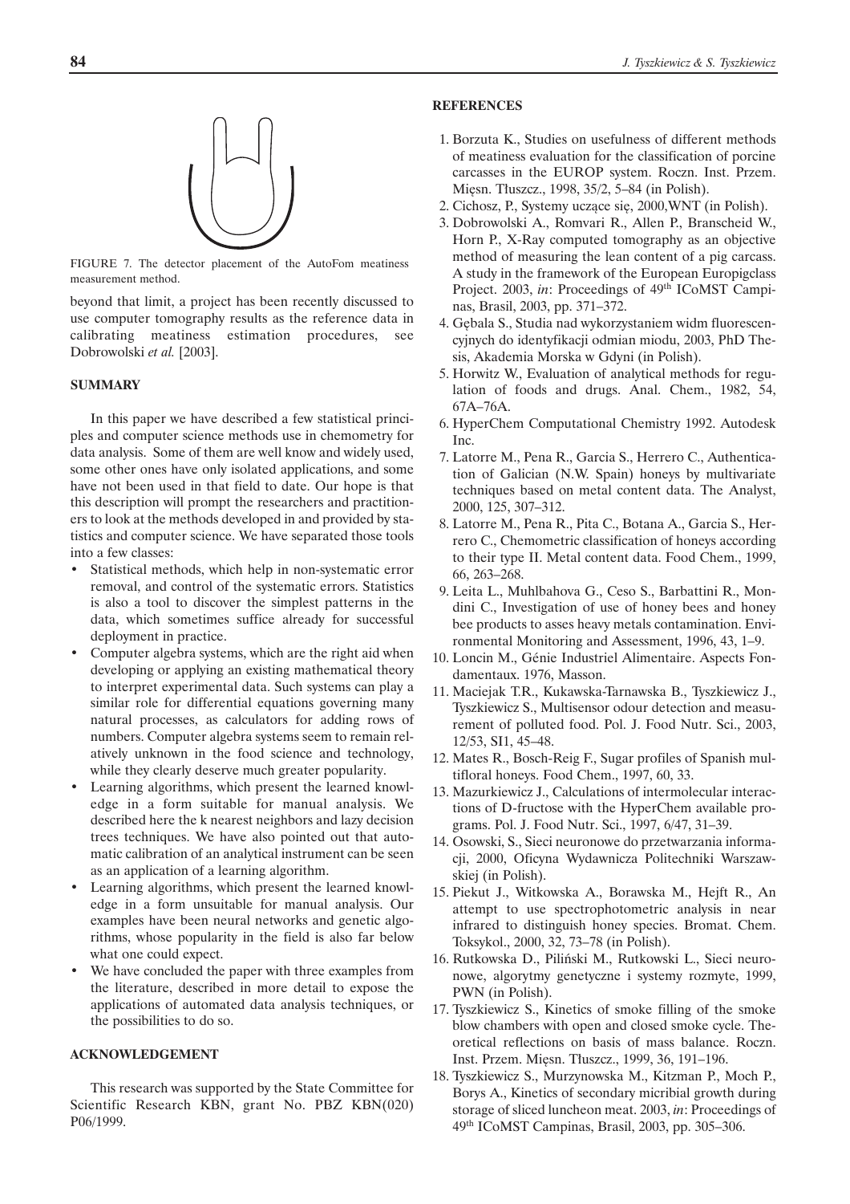FIGURE 7. The detector placement of the AutoFom meatiness measurement method.

beyond that limit, a project has been recently discussed to use computer tomography results as the reference data in calibrating meatiness estimation procedures, see Dobrowolski *et al.* [2003].

## SUMMARY

In this paper we have described a few statistical principles and computer science methods use in chemometry for data analysis. Some of them are well know and widely used, some other ones have only isolated applications, and some have not been used in that field to date. Our hope is that this description will prompt the researchers and practitioners to look at the methods developed in and provided by statistics and computer science. We have separated those tools into a few classes:

- Statistical methods, which help in non-systematic error removal, and control of the systematic errors. Statistics is also a tool to discover the simplest patterns in the data, which sometimes suffice already for successful deployment in practice.
- Computer algebra systems, which are the right aid when developing or applying an existing mathematical theory to interpret experimental data. Such systems can play a similar role for differential equations governing many natural processes, as calculators for adding rows of numbers. Computer algebra systems seem to remain relatively unknown in the food science and technology, while they clearly deserve much greater popularity.
- Learning algorithms, which present the learned knowledge in a form suitable for manual analysis. We described here the k nearest neighbors and lazy decision trees techniques. We have also pointed out that automatic calibration of an analytical instrument can be seen as an application of a learning algorithm.
- Learning algorithms, which present the learned knowledge in a form unsuitable for manual analysis. Our examples have been neural networks and genetic algorithms, whose popularity in the field is also far below what one could expect.
- We have concluded the paper with three examples from the literature, described in more detail to expose the applications of automated data analysis techniques, or the possibilities to do so.

## ACKNOWLEDGEMENT

This research was supported by the State Committee for Scientific Research KBN, grant No. PBZ KBN(020) P06/1999.

## REFERENCES

1. Borzuta K., Studies on usefulness of different methods of meatiness evaluation for the classification of porcine carcasses in the EUROP system. Roczn. Inst. Przem. Mięsn. Tłuszcz., 1998, 35/2, 5–84 (in Polish).
2. Cichosz, P., Systemy uczące się, 2000,WNT (in Polish).
3. Dobrowolski A., Romvari R., Allen P., Branscheid W., Horn P., X-Ray computed tomography as an objective method of measuring the lean content of a pig carcass. A study in the framework of the European Europigclass Project. 2003, *in*: Proceedings of 49th ICoMST Campinas, Brasil, 2003, pp. 371–372.
4. Gębala S., Studia nad wykorzystaniem widm fluorescencyjnych do identyfikacji odmian miodu, 2003, PhD Thesis, Akademia Morska w Gdyni (in Polish).
5. Horwitz W., Evaluation of analytical methods for regulation of foods and drugs. Anal. Chem., 1982, 54, 67A–76A.
6. HyperChem Computational Chemistry 1992. Autodesk Inc.
7. Latorre M., Pena R., Garcia S., Herrero C., Authentication of Galician (N.W. Spain) honeys by multivariate techniques based on metal content data. The Analyst, 2000, 125, 307–312.
8. Latorre M., Pena R., Pita C., Botana A., Garcia S., Herrero C., Chemometric classification of honeys according to their type II. Metal content data. Food Chem., 1999, 66, 263–268.
9. Leita L., Muhlbahova G., Ceso S., Barbattini R., Mondini C., Investigation of use of honey bees and honey bee products to asses heavy metals contamination. Environmental Monitoring and Assessment, 1996, 43, 1–9.
10. Loncin M., Génie Industriel Alimentaire. Aspects Fondamentaux. 1976, Masson.
11. Maciejak T.R., Kukawska-Tarnawska B., Tyszkiewicz J., Tyszkiewicz S., Multisensor odour detection and measurement of polluted food. Pol. J. Food Nutr. Sci., 2003, 12/53, SI1, 45–48.
12. Mates R., Bosch-Reig F., Sugar profiles of Spanish multifloral honeys. Food Chem., 1997, 60, 33.
13. Mazurkiewicz J., Calculations of intermolecular interactions of D-fructose with the HyperChem available programs. Pol. J. Food Nutr. Sci., 1997, 6/47, 31–39.
14. Osowski, S., Sieci neuronowe do przetwarzania informacji, 2000, Oficyna Wydawnicza Politechniki Warszawskiej (in Polish).
15. Piekut J., Witkowska A., Borawska M., Hejft R., An attempt to use spectrophotometric analysis in near infrared to distinguish honey species. Bromat. Chem. Toksykol., 2000, 32, 73–78 (in Polish).
16. Rutkowska D., Piliński M., Rutkowski L., Sieci neuronowe, algorytmy genetyczne i systemy rozmyte, 1999, PWN (in Polish).
17. Tyszkiewicz S., Kinetics of smoke filling of the smoke blow chambers with open and closed smoke cycle. Theoretical reflections on basis of mass balance. Roczn. Inst. Przem. Mięsn. Tłuszcz., 1999, 36, 191–196.
18. Tyszkiewicz S., Murzynowska M., Kitzman P., Moch P., Borys A., Kinetics of secondary micribial growth during storage of sliced luncheon meat. 2003, *in*: Proceedings of 49th ICoMST Campinas, Brasil, 2003, pp. 305–306.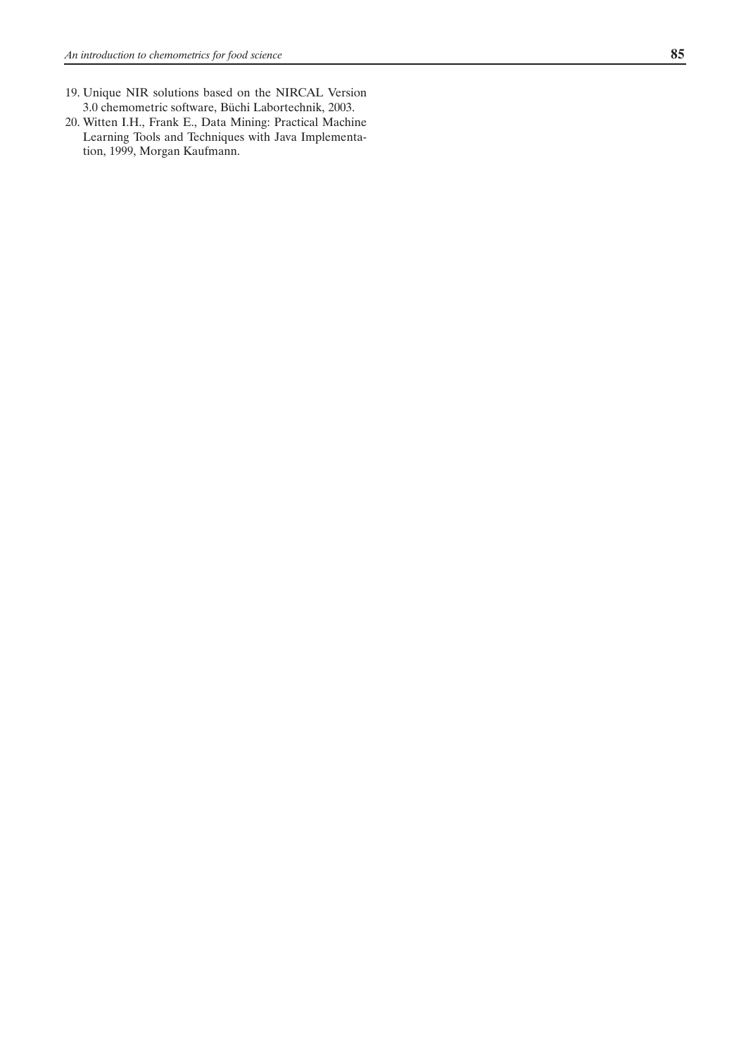19. Unique NIR solutions based on the NIRCAL Version 3.0 chemometric software, Büchi Labortechnik, 2003.
20. Witten I.H., Frank E., Data Mining: Practical Machine Learning Tools and Techniques with Java Implementation, 1999, Morgan Kaufmann.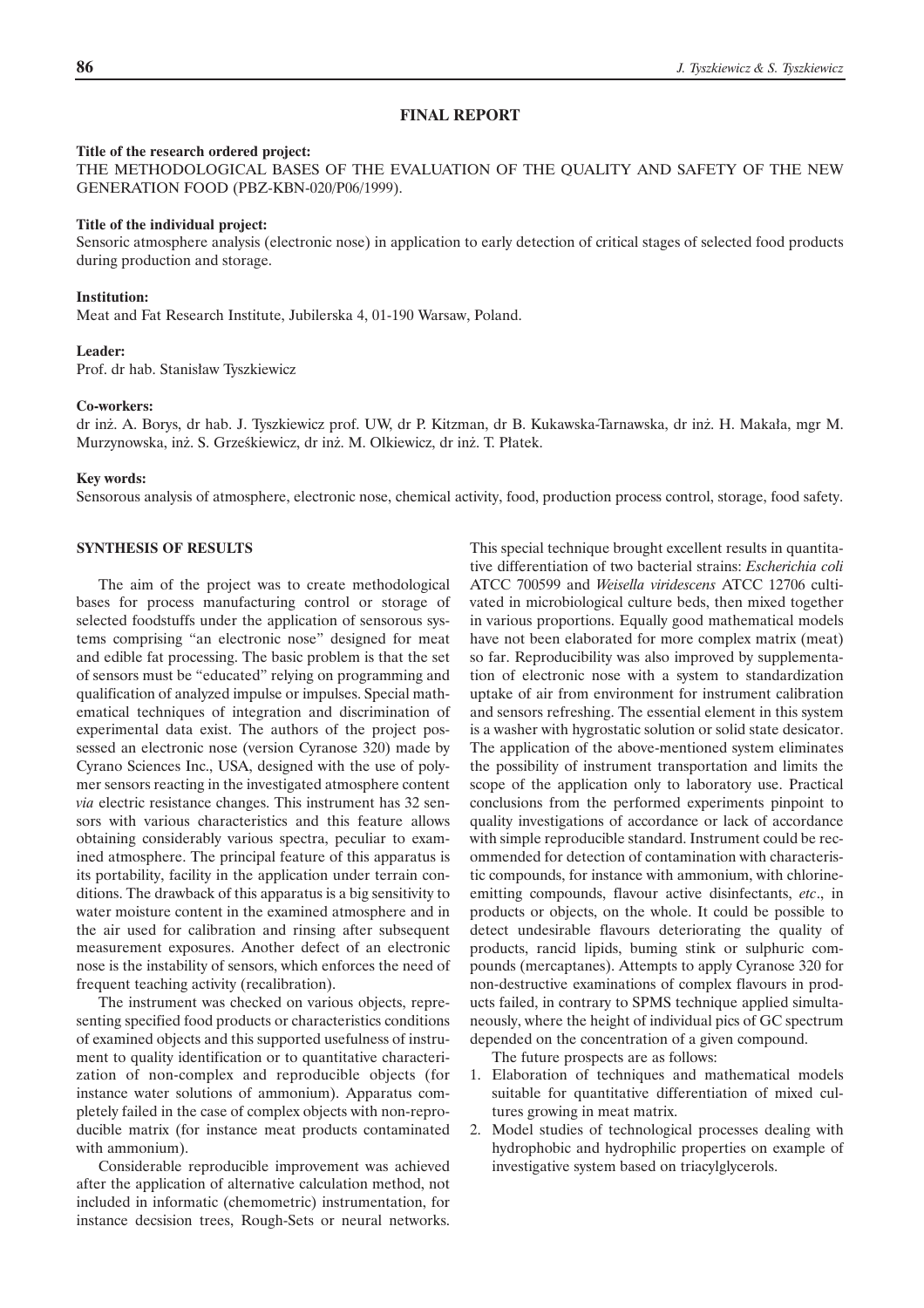**FINAL REPORT**

**Title of the research ordered project:**

THE METHODOLOGICAL BASES OF THE EVALUATION OF THE QUALITY AND SAFETY OF THE NEW GENERATION FOOD (PBZ-KBN-020/P06/1999).

**Title of the individual project:**

Sensoric atmosphere analysis (electronic nose) in application to early detection of critical stages of selected food products during production and storage.

**Institution:**

Meat and Fat Research Institute, Jubilerska 4, 01-190 Warsaw, Poland.

**Leader:**

Prof. dr hab. Stanisław Tyszkiewicz

**Co-workers:**

dr inż. A. Borys, dr hab. J. Tyszkiewicz prof. UW, dr P. Kitzman, dr B. Kukawska-Tarnawska, dr inż. H. Makała, mgr M. Murzynowska, inż. S. Grześkiewicz, dr inż. M. Olkiewicz, dr inż. T. Płatek.

**Key words:**

Sensorous analysis of atmosphere, electronic nose, chemical activity, food, production process control, storage, food safety.

## SYNTHESIS OF RESULTS

The aim of the project was to create methodological bases for process manufacturing control or storage of selected foodstuffs under the application of sensorous systems comprising "an electronic nose" designed for meat and edible fat processing. The basic problem is that the set of sensors must be "educated" relying on programming and qualification of analyzed impulse or impulses. Special mathematical techniques of integration and discrimination of experimental data exist. The authors of the project possessed an electronic nose (version Cyranose 320) made by Cyrano Sciences Inc., USA, designed with the use of polymer sensors reacting in the investigated atmosphere content *via* electric resistance changes. This instrument has 32 sensors with various characteristics and this feature allows obtaining considerably various spectra, peculiar to examined atmosphere. The principal feature of this apparatus is its portability, facility in the application under terrain conditions. The drawback of this apparatus is a big sensitivity to water moisture content in the examined atmosphere and in the air used for calibration and rinsing after subsequent measurement exposures. Another defect of an electronic nose is the instability of sensors, which enforces the need of frequent teaching activity (recalibration).

The instrument was checked on various objects, representing specified food products or characteristics conditions of examined objects and this supported usefulness of instrument to quality identification or to quantitative characterization of non-complex and reproducible objects (for instance water solutions of ammonium). Apparatus completely failed in the case of complex objects with non-reproducible matrix (for instance meat products contaminated with ammonium).

Considerable reproducible improvement was achieved after the application of alternative calculation method, not included in informatic (chemometric) instrumentation, for instance decsision trees, Rough-Sets or neural networks. This special technique brought excellent results in quantitative differentiation of two bacterial strains: *Escherichia coli* ATCC 700599 and *Weisella viridescens* ATCC 12706 cultivated in microbiological culture beds, then mixed together in various proportions. Equally good mathematical models have not been elaborated for more complex matrix (meat) so far. Reproducibility was also improved by supplementation of electronic nose with a system to standardization uptake of air from environment for instrument calibration and sensors refreshing. The essential element in this system is a washer with hygrostatic solution or solid state desicator. The application of the above-mentioned system eliminates the possibility of instrument transportation and limits the scope of the application only to laboratory use. Practical conclusions from the performed experiments pinpoint to quality investigations of accordance or lack of accordance with simple reproducible standard. Instrument could be recommended for detection of contamination with characteristic compounds, for instance with ammonium, with chlorine-emitting compounds, flavour active disinfectants, *etc*., in products or objects, on the whole. It could be possible to detect undesirable flavours deteriorating the quality of products, rancid lipids, buming stink or sulphuric compounds (mercaptanes). Attempts to apply Cyranose 320 for non-destructive examinations of complex flavours in products failed, in contrary to SPMS technique applied simultaneously, where the height of individual pics of GC spectrum depended on the concentration of a given compound.

The future prospects are as follows:

1. Elaboration of techniques and mathematical models suitable for quantitative differentiation of mixed cultures growing in meat matrix.
2. Model studies of technological processes dealing with hydrophobic and hydrophilic properties on example of investigative system based on triacylglycerols.